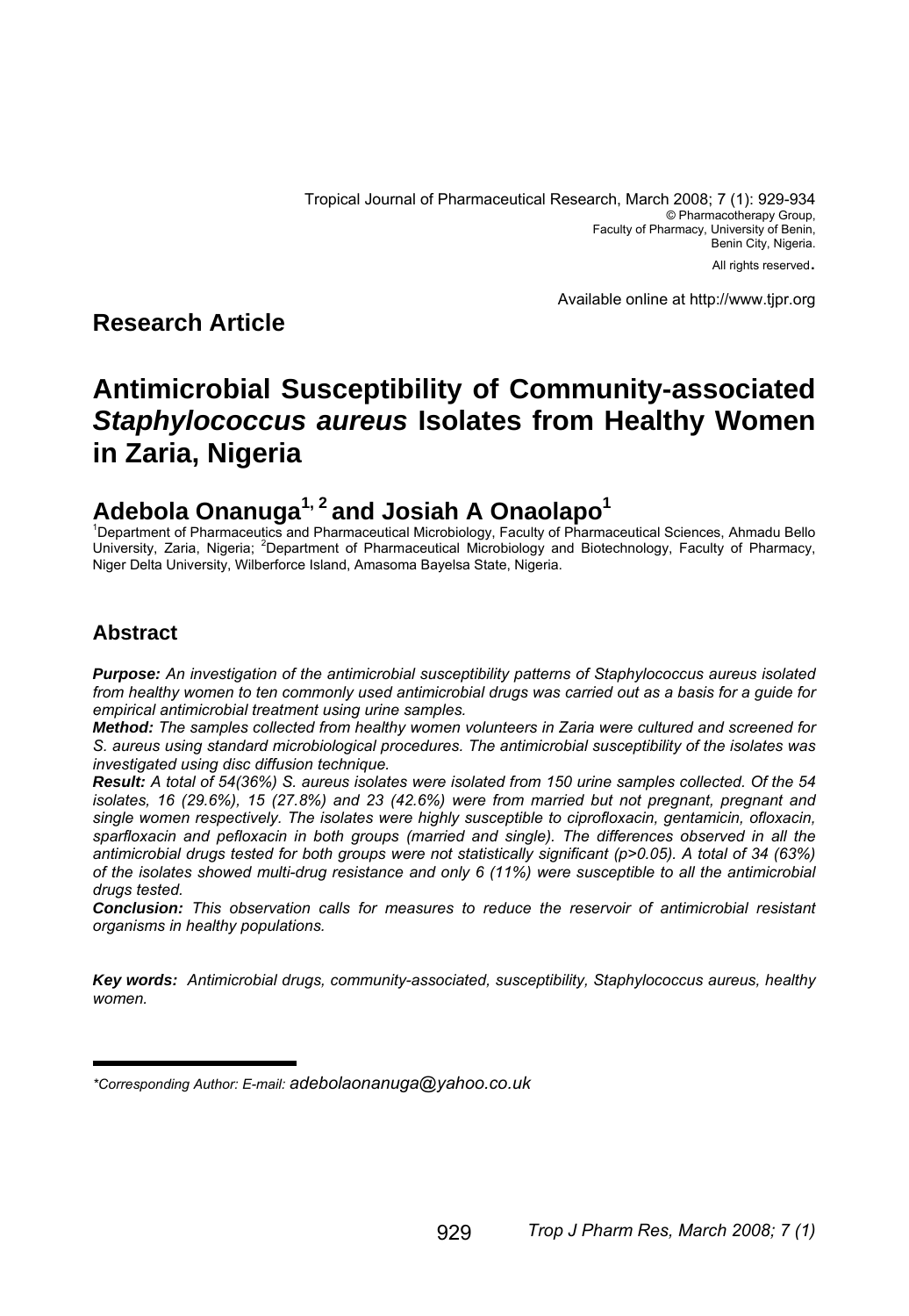Tropical Journal of Pharmaceutical Research, March 2008; 7 (1): 929-934
© Pharmacotherapy Group,
Faculty of Pharmacy, University of Benin,
Benin City, Nigeria.
All rights reserved.

Available online at http://www.tjpr.org

## Research Article

# Antimicrobial Susceptibility of Community-associated *Staphylococcus aureus* Isolates from Healthy Women in Zaria, Nigeria

## Adebola Onanuga[1, 2] and Josiah A Onaolapo[1]

[1]Department of Pharmaceutics and Pharmaceutical Microbiology, Faculty of Pharmaceutical Sciences, Ahmadu Bello University, Zaria, Nigeria; [2]Department of Pharmaceutical Microbiology and Biotechnology, Faculty of Pharmacy, Niger Delta University, Wilberforce Island, Amasoma Bayelsa State, Nigeria.

## Abstract

***Purpose:*** *An investigation of the antimicrobial susceptibility patterns of Staphylococcus aureus isolated from healthy women to ten commonly used antimicrobial drugs was carried out as a basis for a guide for empirical antimicrobial treatment using urine samples.*

***Method:*** *The samples collected from healthy women volunteers in Zaria were cultured and screened for S. aureus using standard microbiological procedures. The antimicrobial susceptibility of the isolates was investigated using disc diffusion technique.*

***Result:*** *A total of 54(36%) S. aureus isolates were isolated from 150 urine samples collected. Of the 54 isolates, 16 (29.6%), 15 (27.8%) and 23 (42.6%) were from married but not pregnant, pregnant and single women respectively. The isolates were highly susceptible to ciprofloxacin, gentamicin, ofloxacin, sparfloxacin and pefloxacin in both groups (married and single). The differences observed in all the antimicrobial drugs tested for both groups were not statistically significant (p>0.05). A total of 34 (63%) of the isolates showed multi-drug resistance and only 6 (11%) were susceptible to all the antimicrobial drugs tested.*

***Conclusion:*** *This observation calls for measures to reduce the reservoir of antimicrobial resistant organisms in healthy populations.*

***Key words:*** *Antimicrobial drugs, community-associated, susceptibility, Staphylococcus aureus, healthy women.*

---

*\*Corresponding Author: E-mail:* *adebolaonanuga@yahoo.co.uk*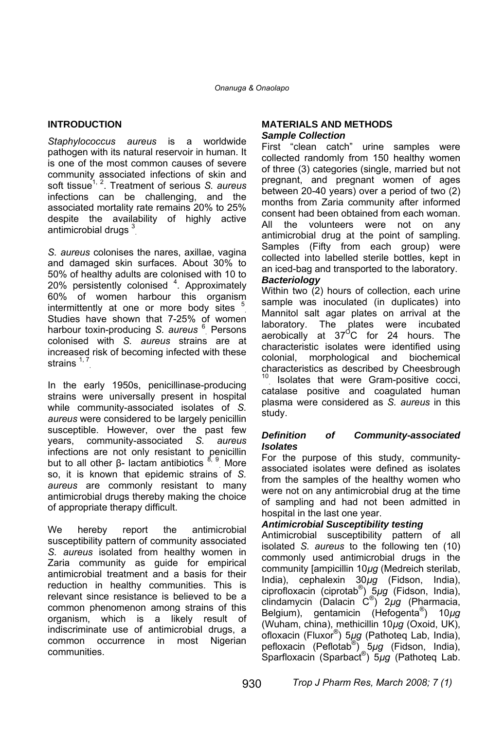## INTRODUCTION

*Staphylococcus aureus* is a worldwide pathogen with its natural reservoir in human. It is one of the most common causes of severe community associated infections of skin and soft tissue[1, 2]. Treatment of serious *S. aureus* infections can be challenging, and the associated mortality rate remains 20% to 25% despite the availability of highly active antimicrobial drugs [3].

*S. aureus* colonises the nares, axillae, vagina and damaged skin surfaces. About 30% to 50% of healthy adults are colonised with 10 to 20% persistently colonised [4]. Approximately 60% of women harbour this organism intermittently at one or more body sites [5]. Studies have shown that 7-25% of women harbour toxin-producing *S. aureus* [6]. Persons colonised with *S. aureus* strains are at increased risk of becoming infected with these strains [1, 7].

In the early 1950s, penicillinase-producing strains were universally present in hospital while community-associated isolates of *S. aureus* were considered to be largely penicillin susceptible. However, over the past few years, community-associated *S. aureus* infections are not only resistant to penicillin but to all other β- lactam antibiotics [8, 9]. More so, it is known that epidemic strains of *S. aureus* are commonly resistant to many antimicrobial drugs thereby making the choice of appropriate therapy difficult.

We hereby report the antimicrobial susceptibility pattern of community associated *S. aureus* isolated from healthy women in Zaria community as guide for empirical antimicrobial treatment and a basis for their reduction in healthy communities. This is relevant since resistance is believed to be a common phenomenon among strains of this organism, which is a likely result of indiscriminate use of antimicrobial drugs, a common occurrence in most Nigerian communities.

## MATERIALS AND METHODS

### *Sample Collection*

First "clean catch" urine samples were collected randomly from 150 healthy women of three (3) categories (single, married but not pregnant, and pregnant women of ages between 20-40 years) over a period of two (2) months from Zaria community after informed consent had been obtained from each woman. All the volunteers were not on any antimicrobial drug at the point of sampling. Samples (Fifty from each group) were collected into labelled sterile bottles, kept in an iced-bag and transported to the laboratory.

### *Bacteriology*

Within two (2) hours of collection, each urine sample was inoculated (in duplicates) into Mannitol salt agar plates on arrival at the laboratory. The plates were incubated aerobically at 37$^{O}$C for 24 hours. The characteristic isolates were identified using colonial, morphological and biochemical characteristics as described by Cheesbrough [10]. Isolates that were Gram-positive cocci, catalase positive and coagulated human plasma were considered as *S. aureus* in this study.

### *Definition of Community-associated Isolates*

For the purpose of this study, community-associated isolates were defined as isolates from the samples of the healthy women who were not on any antimicrobial drug at the time of sampling and had not been admitted in hospital in the last one year.

### *Antimicrobial Susceptibility testing*

Antimicrobial susceptibility pattern of all isolated *S. aureus* to the following ten (10) commonly used antimicrobial drugs in the community [ampicillin 10*µg* (Medreich sterilab, India), cephalexin 30*µg* (Fidson, India), ciprofloxacin (ciprotab®) 5*µg* (Fidson, India), clindamycin (Dalacin C®) 2*µg* (Pharmacia, Belgium), gentamicin (Hefogenta®) 10*µg* (Wuham, china), methicillin 10*µg* (Oxoid, UK), ofloxacin (Fluxor®) 5*µg* (Pathoteq Lab, India), pefloxacin (Peflotab®) 5*µg* (Fidson, India), Sparfloxacin (Sparbact®) 5*µg* (Pathoteq Lab.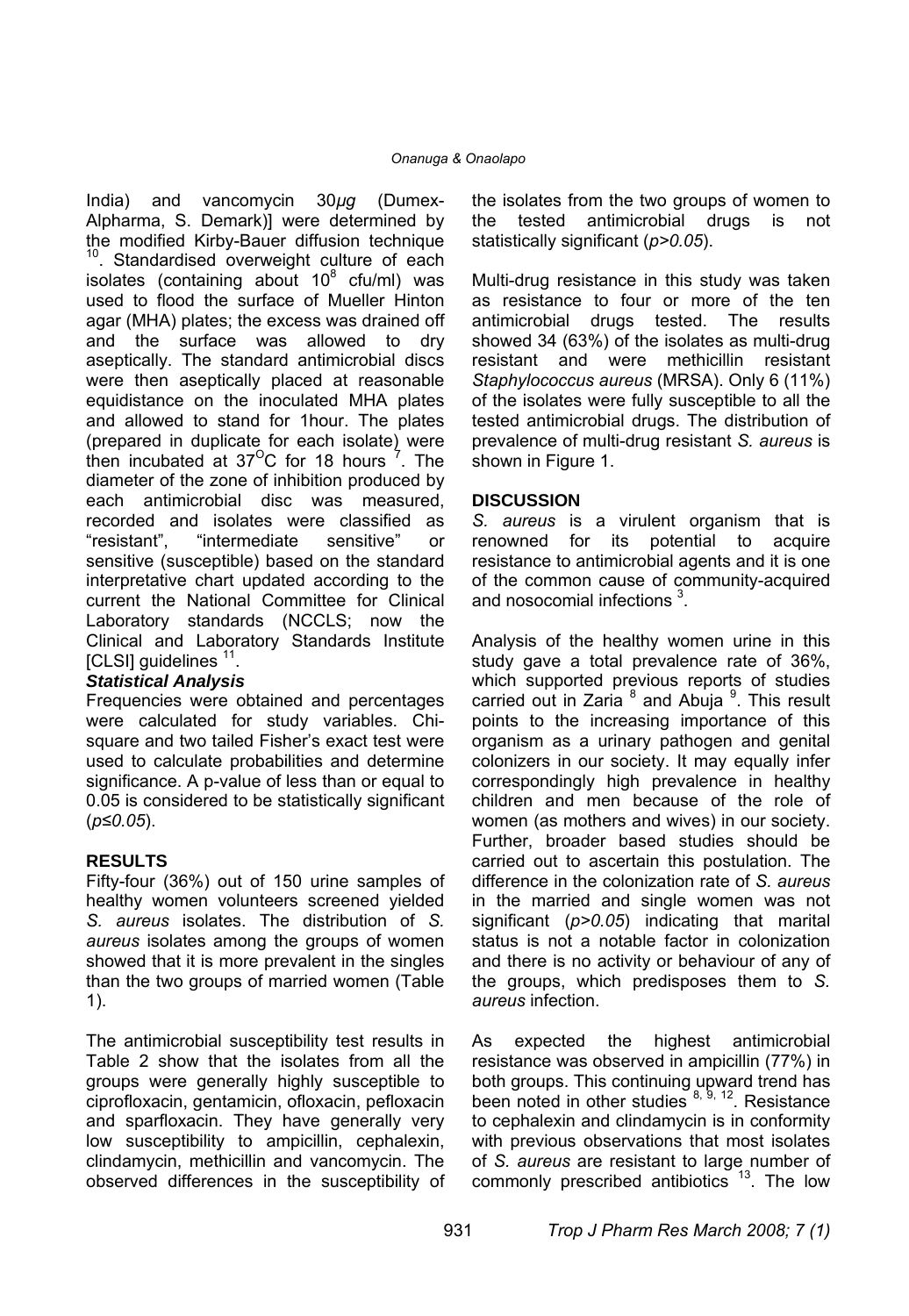India) and vancomycin 30*µg* (Dumex-Alpharma, S. Demark)] were determined by the modified Kirby-Bauer diffusion technique [10]. Standardised overweight culture of each isolates (containing about $10^8$ cfu/ml) was used to flood the surface of Mueller Hinton agar (MHA) plates; the excess was drained off and the surface was allowed to dry aseptically. The standard antimicrobial discs were then aseptically placed at reasonable equidistance on the inoculated MHA plates and allowed to stand for 1hour. The plates (prepared in duplicate for each isolate) were then incubated at $37^{O}C$ for 18 hours [7]. The diameter of the zone of inhibition produced by each antimicrobial disc was measured, recorded and isolates were classified as "resistant", "intermediate sensitive" or sensitive (susceptible) based on the standard interpretative chart updated according to the current the National Committee for Clinical Laboratory standards (NCCLS; now the Clinical and Laboratory Standards Institute [CLSI] guidelines [11].

### *Statistical Analysis*

Frequencies were obtained and percentages were calculated for study variables. Chi-square and two tailed Fisher's exact test were used to calculate probabilities and determine significance. A p-value of less than or equal to 0.05 is considered to be statistically significant ($p \leq 0.05$).

## RESULTS

Fifty-four (36%) out of 150 urine samples of healthy women volunteers screened yielded *S. aureus* isolates. The distribution of *S. aureus* isolates among the groups of women showed that it is more prevalent in the singles than the two groups of married women (Table 1).

The antimicrobial susceptibility test results in Table 2 show that the isolates from all the groups were generally highly susceptible to ciprofloxacin, gentamicin, ofloxacin, pefloxacin and sparfloxacin. They have generally very low susceptibility to ampicillin, cephalexin, clindamycin, methicillin and vancomycin. The observed differences in the susceptibility of the isolates from the two groups of women to the tested antimicrobial drugs is not statistically significant ($p > 0.05$).

Multi-drug resistance in this study was taken as resistance to four or more of the ten antimicrobial drugs tested. The results showed 34 (63%) of the isolates as multi-drug resistant and were methicillin resistant *Staphylococcus aureus* (MRSA). Only 6 (11%) of the isolates were fully susceptible to all the tested antimicrobial drugs. The distribution of prevalence of multi-drug resistant *S. aureus* is shown in Figure 1.

## DISCUSSION

*S. aureus* is a virulent organism that is renowned for its potential to acquire resistance to antimicrobial agents and it is one of the common cause of community-acquired and nosocomial infections [3].

Analysis of the healthy women urine in this study gave a total prevalence rate of 36%, which supported previous reports of studies carried out in Zaria [8] and Abuja [9]. This result points to the increasing importance of this organism as a urinary pathogen and genital colonizers in our society. It may equally infer correspondingly high prevalence in healthy children and men because of the role of women (as mothers and wives) in our society. Further, broader based studies should be carried out to ascertain this postulation. The difference in the colonization rate of *S. aureus* in the married and single women was not significant ($p > 0.05$) indicating that marital status is not a notable factor in colonization and there is no activity or behaviour of any of the groups, which predisposes them to *S. aureus* infection.

As expected the highest antimicrobial resistance was observed in ampicillin (77%) in both groups. This continuing upward trend has been noted in other studies [8, 9, 12]. Resistance to cephalexin and clindamycin is in conformity with previous observations that most isolates of *S. aureus* are resistant to large number of commonly prescribed antibiotics [13]. The low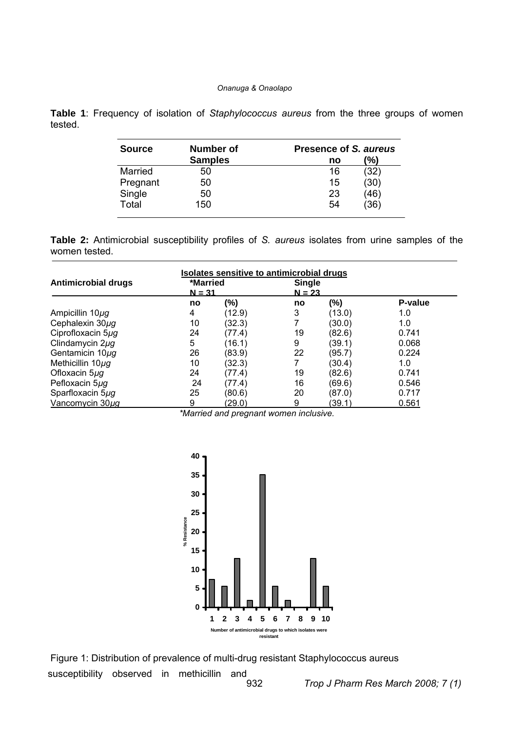**Table 1**: Frequency of isolation of *Staphylococcus aureus* from the three groups of women tested.

| Source | Number of Samples | Presence of *S. aureus* no | (%) |
|---|---|---|---|
| Married | 50 | 16 | (32) |
| Pregnant | 50 | 15 | (30) |
| Single | 50 | 23 | (46) |
| Total | 150 | 54 | (36) |

**Table 2:** Antimicrobial susceptibility profiles of *S. aureus* isolates from urine samples of the women tested.

| Antimicrobial drugs | Isolates sensitive to antimicrobial drugs *Married N = 31 | | Single N = 23 | | |
|---|---|---|---|---|---|
| | no | (%) | no | (%) | P-value |
| Ampicillin 10*µg* | 4 | (12.9) | 3 | (13.0) | 1.0 |
| Cephalexin 30*µg* | 10 | (32.3) | 7 | (30.0) | 1.0 |
| Ciprofloxacin 5*µg* | 24 | (77.4) | 19 | (82.6) | 0.741 |
| Clindamycin 2*µg* | 5 | (16.1) | 9 | (39.1) | 0.068 |
| Gentamicin 10*µg* | 26 | (83.9) | 22 | (95.7) | 0.224 |
| Methicillin 10*µg* | 10 | (32.3) | 7 | (30.4) | 1.0 |
| Ofloxacin 5*µg* | 24 | (77.4) | 19 | (82.6) | 0.741 |
| Pefloxacin 5*µg* | 24 | (77.4) | 16 | (69.6) | 0.546 |
| Sparfloxacin 5*µg* | 25 | (80.6) | 20 | (87.0) | 0.717 |
| Vancomycin 30*µg* | 9 | (29.0) | 9 | (39.1) | 0.561 |

*\*Married and pregnant women inclusive.*

Figure 1: Distribution of prevalence of multi-drug resistant Staphylococcus aureus

susceptibility observed in methicillin and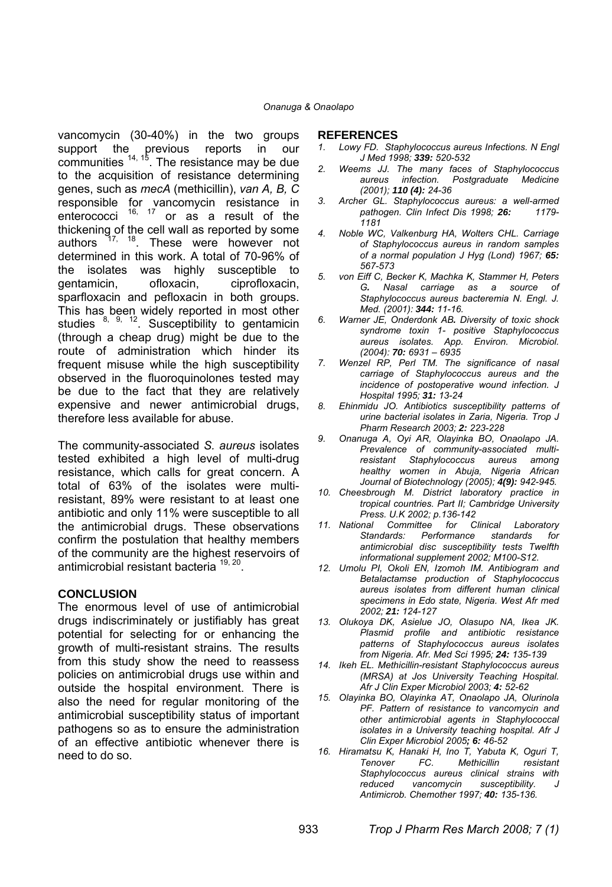vancomycin (30-40%) in the two groups support the previous reports in our communities [14, 15]. The resistance may be due to the acquisition of resistance determining genes, such as *mecA* (methicillin), *van A, B, C* responsible for vancomycin resistance in enterococci [16, 17] or as a result of the thickening of the cell wall as reported by some authors [17, 18]. These were however not determined in this work. A total of 70-96% of the isolates was highly susceptible to gentamicin, ofloxacin, ciprofloxacin, sparfloxacin and pefloxacin in both groups. This has been widely reported in most other studies [8, 9, 12]. Susceptibility to gentamicin (through a cheap drug) might be due to the route of administration which hinder its frequent misuse while the high susceptibility observed in the fluoroquinolones tested may be due to the fact that they are relatively expensive and newer antimicrobial drugs, therefore less available for abuse.

The community-associated *S. aureus* isolates tested exhibited a high level of multi-drug resistance, which calls for great concern. A total of 63% of the isolates were multi-resistant, 89% were resistant to at least one antibiotic and only 11% were susceptible to all the antimicrobial drugs. These observations confirm the postulation that healthy members of the community are the highest reservoirs of antimicrobial resistant bacteria [19, 20].

## CONCLUSION

The enormous level of use of antimicrobial drugs indiscriminately or justifiably has great potential for selecting for or enhancing the growth of multi-resistant strains. The results from this study show the need to reassess policies on antimicrobial drugs use within and outside the hospital environment. There is also the need for regular monitoring of the antimicrobial susceptibility status of important pathogens so as to ensure the administration of an effective antibiotic whenever there is need to do so.

## REFERENCES

1. *Lowy FD. Staphylococcus aureus Infections. N Engl J Med 1998;* ***339:*** *520-532*
2. *Weems JJ. The many faces of Staphylococcus aureus infection. Postgraduate Medicine (2001);* ***110 (4):*** *24-36*
3. *Archer GL. Staphylococcus aureus: a well-armed pathogen. Clin Infect Dis 1998;* ***26:*** *1179-1181*
4. *Noble WC, Valkenburg HA, Wolters CHL. Carriage of Staphylococcus aureus in random samples of a normal population J Hyg (Lond) 1967;* ***65:*** *567-573*
5. *von Eiff C, Becker K, Machka K, Stammer H, Peters G. Nasal carriage as a source of Staphylococcus aureus bacteremia N. Engl. J. Med. (2001):* ***344:*** *11-16.*
6. *Warner JE, Onderdonk AB. Diversity of toxic shock syndrome toxin 1- positive Staphylococcus aureus isolates. App. Environ. Microbiol. (2004):* ***70:*** *6931 – 6935*
7. *Wenzel RP, Perl TM. The significance of nasal carriage of Staphylococcus aureus and the incidence of postoperative wound infection. J Hospital 1995;* ***31:*** *13-24*
8. *Ehinmidu JO. Antibiotics susceptibility patterns of urine bacterial isolates in Zaria, Nigeria. Trop J Pharm Research 2003;* ***2:*** *223-228*
9. *Onanuga A, Oyi AR, Olayinka BO, Onaolapo JA. Prevalence of community-associated multi-resistant Staphylococcus aureus among healthy women in Abuja, Nigeria African Journal of Biotechnology (2005);* ***4(9):*** *942-945.*
10. *Cheesbrough M. District laboratory practice in tropical countries. Part II; Cambridge University Press. U.K 2002; p.136-142*
11. *National Committee for Clinical Laboratory Standards: Performance standards for antimicrobial disc susceptibility tests Twelfth informational supplement 2002; M100-S12.*
12. *Umolu PI, Okoli EN, Izomoh IM. Antibiogram and Betalactamse production of Staphylococcus aureus isolates from different human clinical specimens in Edo state, Nigeria. West Afr med 2002;* ***21:*** *124-127*
13. *Olukoya DK, Asielue JO, Olasupo NA, Ikea JK. Plasmid profile and antibiotic resistance patterns of Staphylococcus aureus isolates from Nigeria. Afr. Med Sci 1995;* ***24:*** *135-139*
14. *Ikeh EL. Methicillin-resistant Staphylococcus aureus (MRSA) at Jos University Teaching Hospital. Afr J Clin Exper Microbiol 2003;* ***4:*** *52-62*
15. *Olayinka BO, Olayinka AT, Onaolapo JA, Olurinola PF. Pattern of resistance to vancomycin and other antimicrobial agents in Staphylococcal isolates in a University teaching hospital. Afr J Clin Exper Microbiol 2005;* ***6:*** *46-52*
16. *Hiramatsu K, Hanaki H, Ino T, Yabuta K, Oguri T, Tenover FC. Methicillin resistant Staphylococcus aureus clinical strains with reduced vancomycin susceptibility. J Antimicrob. Chemother 1997;* ***40:*** *135-136.*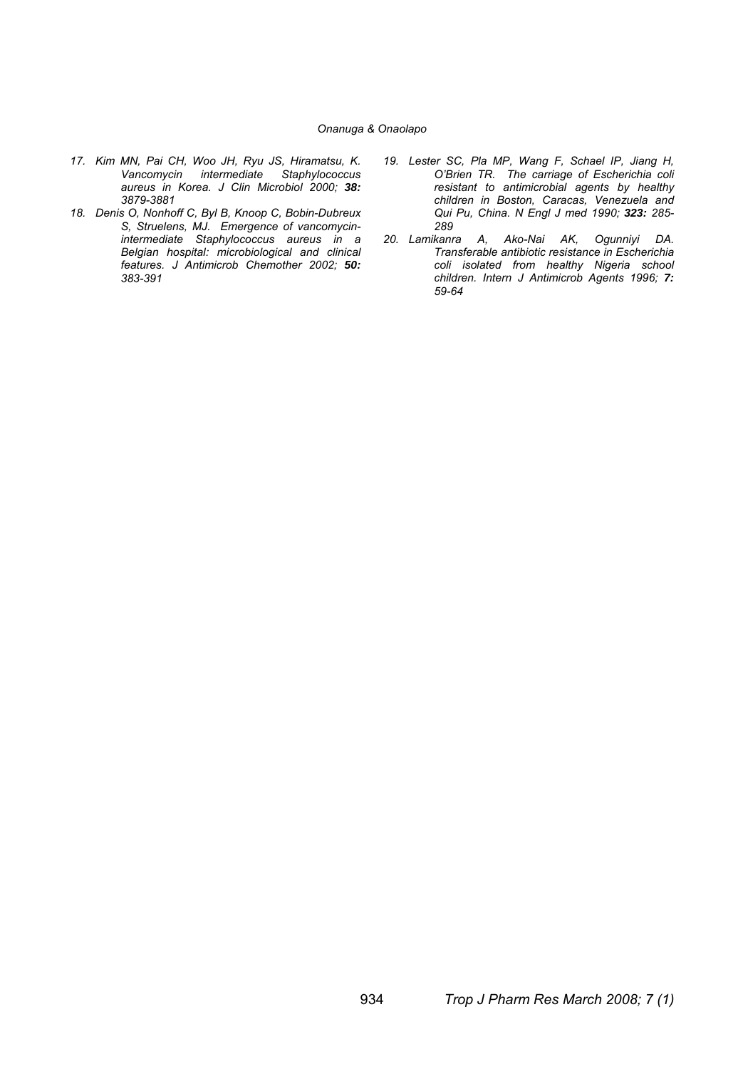17. *Kim MN, Pai CH, Woo JH, Ryu JS, Hiramatsu, K. Vancomycin intermediate Staphylococcus aureus in Korea. J Clin Microbiol 2000;* ***38:*** *3879-3881*
18. *Denis O, Nonhoff C, Byl B, Knoop C, Bobin-Dubreux S, Struelens, MJ. Emergence of vancomycin-intermediate Staphylococcus aureus in a Belgian hospital: microbiological and clinical features. J Antimicrob Chemother 2002;* ***50:*** *383-391*
19. *Lester SC, Pla MP, Wang F, Schael IP, Jiang H, O'Brien TR. The carriage of Escherichia coli resistant to antimicrobial agents by healthy children in Boston, Caracas, Venezuela and Qui Pu, China. N Engl J med 1990;* ***323:*** *285-289*
20. *Lamikanra A, Ako-Nai AK, Ogunniyi DA. Transferable antibiotic resistance in Escherichia coli isolated from healthy Nigeria school children. Intern J Antimicrob Agents 1996;* ***7:*** *59-64*